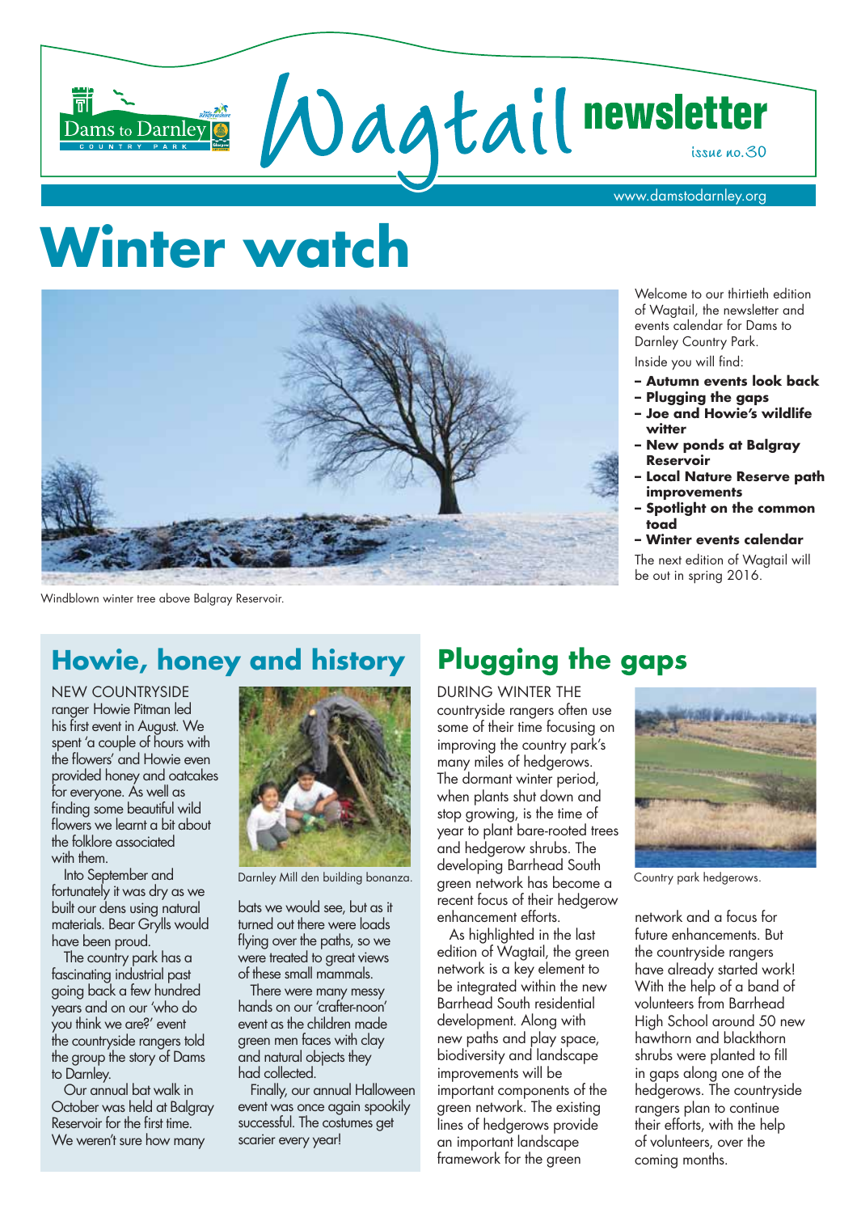# Wagtail newsletter

issue no.30

www.damstodarnley.org

# Winter watch

Windblown winter tree above Balgray Reservoir.

Welcome to our thirtieth edition of Wagtail, the newsletter and events calendar for Dams to Darnley Country Park.

Inside you will find:

- **Autumn events look back**
- **Plugging the gaps**
- **Joe and Howie's wildlife witter**
- **New ponds at Balgray Reservoir**
- **Local Nature Reserve path improvements**
- **Spotlight on the common toad**
- **Winter events calendar**

The next edition of Wagtail will be out in spring 2016.

## Howie, honey and history

NEW COUNTRYSIDE ranger Howie Pitman led his first event in August. We spent 'a couple of hours with the flowers' and Howie even provided honey and oatcakes for everyone. As well as finding some beautiful wild flowers we learnt a bit about the folklore associated with them.

Into September and fortunately it was dry as we built our dens using natural materials. Bear Grylls would have been proud.

The country park has a fascinating industrial past going back a few hundred years and on our 'who do you think we are?' event the countryside rangers told the group the story of Dams to Darnley.

Our annual bat walk in October was held at Balgray Reservoir for the first time. We weren't sure how many bats we would see, but as it turned out there were loads flying over the paths, so we were treated to great views of these small mammals.

There were many messy hands on our 'crafter-noon' event as the children made green men faces with clay and natural objects they had collected.

Finally, our annual Halloween event was once again spookily successful. The costumes get scarier every year!

Darnley Mill den building bonanza.

## Plugging the gaps

DURING WINTER THE countryside rangers often use some of their time focusing on improving the country park's many miles of hedgerows. The dormant winter period, when plants shut down and stop growing, is the time of year to plant bare-rooted trees and hedgerow shrubs. The developing Barrhead South green network has become a recent focus of their hedgerow enhancement efforts.

As highlighted in the last edition of Wagtail, the green network is a key element to be integrated within the new Barrhead South residential development. Along with new paths and play space, biodiversity and landscape improvements will be important components of the green network. The existing lines of hedgerows provide an important landscape framework for the green network and a focus for future enhancements. But the countryside rangers have already started work! With the help of a band of volunteers from Barrhead High School around 50 new hawthorn and blackthorn shrubs were planted to fill in gaps along one of the hedgerows. The countryside rangers plan to continue their efforts, with the help of volunteers, over the coming months.

Country park hedgerows.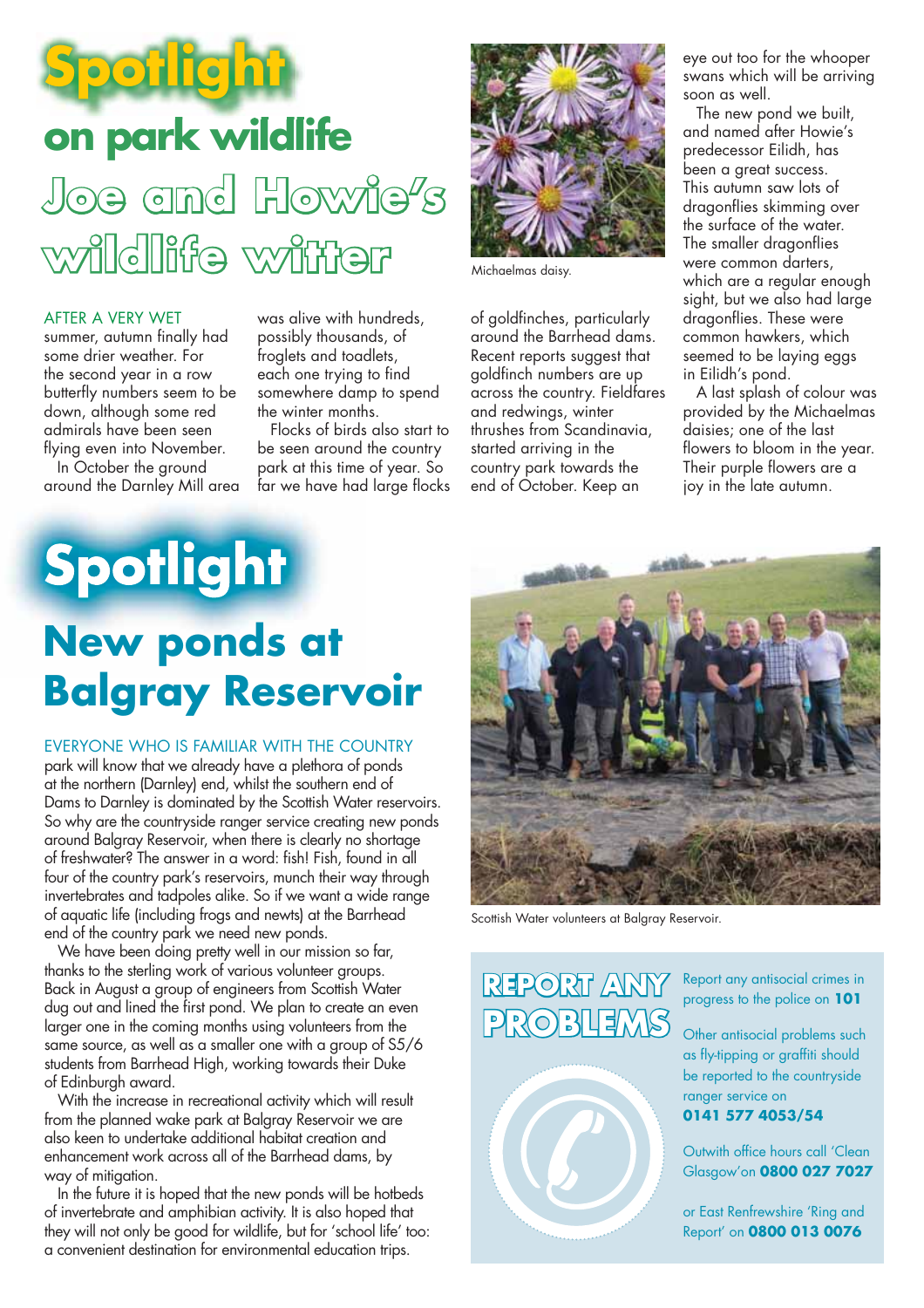# Spotlight

## on park wildlife

## Joe and Howie's wildlife witter

AFTER A VERY WET summer, autumn finally had some drier weather. For the second year in a row butterfly numbers seem to be down, although some red admirals have been seen flying even into November.

In October the ground around the Darnley Mill area was alive with hundreds, possibly thousands, of froglets and toadlets, each one trying to find somewhere damp to spend the winter months.

Flocks of birds also start to be seen around the country park at this time of year. So far we have had large flocks of goldfinches, particularly around the Barrhead dams. Recent reports suggest that goldfinch numbers are up across the country. Fieldfares and redwings, winter thrushes from Scandinavia, started arriving in the country park towards the end of October. Keep an eye out too for the whooper swans which will be arriving soon as well.

Michaelmas daisy.

The new pond we built, and named after Howie's predecessor Eilidh, has been a great success. This autumn saw lots of dragonflies skimming over the surface of the water. The smaller dragonflies were common darters, which are a regular enough sight, but we also had large dragonflies. These were common hawkers, which seemed to be laying eggs in Eilidh's pond.

A last splash of colour was provided by the Michaelmas daisies; one of the last flowers to bloom in the year. Their purple flowers are a joy in the late autumn.

# Spotlight

## New ponds at Balgray Reservoir

EVERYONE WHO IS FAMILIAR WITH THE COUNTRY park will know that we already have a plethora of ponds at the northern (Darnley) end, whilst the southern end of Dams to Darnley is dominated by the Scottish Water reservoirs. So why are the countryside ranger service creating new ponds around Balgray Reservoir, when there is clearly no shortage of freshwater? The answer in a word: fish! Fish, found in all four of the country park's reservoirs, munch their way through invertebrates and tadpoles alike. So if we want a wide range of aquatic life (including frogs and newts) at the Barrhead end of the country park we need new ponds.

We have been doing pretty well in our mission so far, thanks to the sterling work of various volunteer groups. Back in August a group of engineers from Scottish Water dug out and lined the first pond. We plan to create an even larger one in the coming months using volunteers from the same source, as well as a smaller one with a group of S5/6 students from Barrhead High, working towards their Duke of Edinburgh award.

With the increase in recreational activity which will result from the planned wake park at Balgray Reservoir we are also keen to undertake additional habitat creation and enhancement work across all of the Barrhead dams, by way of mitigation.

In the future it is hoped that the new ponds will be hotbeds of invertebrate and amphibian activity. It is also hoped that they will not only be good for wildlife, but for 'school life' too: a convenient destination for environmental education trips.

Scottish Water volunteers at Balgray Reservoir.

## REPORT ANY PROBLEMS

Report any antisocial crimes in progress to the police on **101**

Other antisocial problems such as fly-tipping or graffiti should be reported to the countryside ranger service on **0141 577 4053/54**

Outwith office hours call 'Clean Glasgow' on **0800 027 7027**

or East Renfrewshire 'Ring and Report' on **0800 013 0076**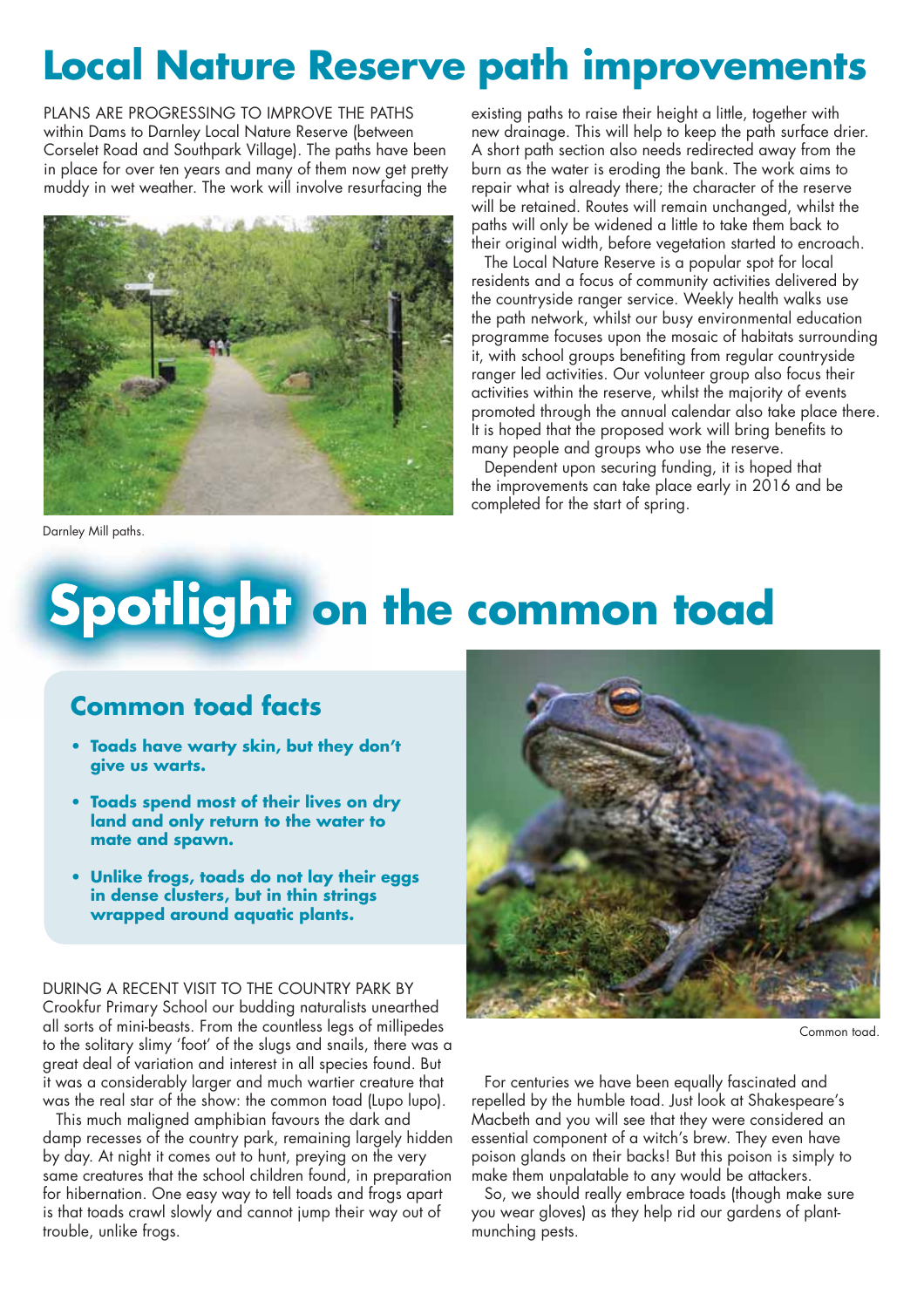# Local Nature Reserve path improvements

PLANS ARE PROGRESSING TO IMPROVE THE PATHS within Dams to Darnley Local Nature Reserve (between Corselet Road and Southpark Village). The paths have been in place for over ten years and many of them now get pretty muddy in wet weather. The work will involve resurfacing the existing paths to raise their height a little, together with new drainage. This will help to keep the path surface drier. A short path section also needs redirected away from the burn as the water is eroding the bank. The work aims to repair what is already there; the character of the reserve will be retained. Routes will remain unchanged, whilst the paths will only be widened a little to take them back to their original width, before vegetation started to encroach.

The Local Nature Reserve is a popular spot for local residents and a focus of community activities delivered by the countryside ranger service. Weekly health walks use the path network, whilst our busy environmental education programme focuses upon the mosaic of habitats surrounding it, with school groups benefiting from regular countryside ranger led activities. Our volunteer group also focus their activities within the reserve, whilst the majority of events promoted through the annual calendar also take place there. It is hoped that the proposed work will bring benefits to many people and groups who use the reserve.

Dependent upon securing funding, it is hoped that the improvements can take place early in 2016 and be completed for the start of spring.

Darnley Mill paths.

# Spotlight on the common toad

## Common toad facts

- **Toads have warty skin, but they don't give us warts.**
- **Toads spend most of their lives on dry land and only return to the water to mate and spawn.**
- **Unlike frogs, toads do not lay their eggs in dense clusters, but in thin strings wrapped around aquatic plants.**

Common toad.

DURING A RECENT VISIT TO THE COUNTRY PARK BY Crookfur Primary School our budding naturalists unearthed all sorts of mini-beasts. From the countless legs of millipedes to the solitary slimy 'foot' of the slugs and snails, there was a great deal of variation and interest in all species found. But it was a considerably larger and much wartier creature that was the real star of the show: the common toad (Lupo lupo).

This much maligned amphibian favours the dark and damp recesses of the country park, remaining largely hidden by day. At night it comes out to hunt, preying on the very same creatures that the school children found, in preparation for hibernation. One easy way to tell toads and frogs apart is that toads crawl slowly and cannot jump their way out of trouble, unlike frogs.

For centuries we have been equally fascinated and repelled by the humble toad. Just look at Shakespeare's Macbeth and you will see that they were considered an essential component of a witch's brew. They even have poison glands on their backs! But this poison is simply to make them unpalatable to any would be attackers.

So, we should really embrace toads (though make sure you wear gloves) as they help rid our gardens of plant-munching pests.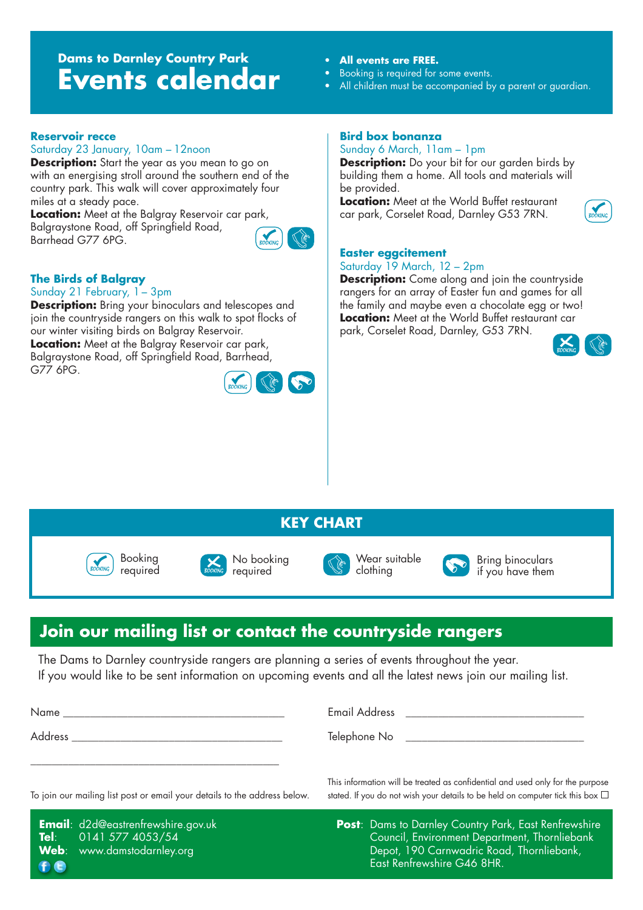## Dams to Darnley Country Park

# Events calendar

- **All events are FREE.**
- Booking is required for some events.
- All children must be accompanied by a parent or guardian.

### Reservoir recce

Saturday 23 January, 10am – 12noon

**Description:** Start the year as you mean to go on with an energising stroll around the southern end of the country park. This walk will cover approximately four miles at a steady pace.

**Location:** Meet at the Balgray Reservoir car park, Balgraystone Road, off Springfield Road, Barrhead G77 6PG.

### The Birds of Balgray

Sunday 21 February, 1 – 3pm

**Description:** Bring your binoculars and telescopes and join the countryside rangers on this walk to spot flocks of our winter visiting birds on Balgray Reservoir.

**Location:** Meet at the Balgray Reservoir car park, Balgraystone Road, off Springfield Road, Barrhead, G77 6PG.

### Bird box bonanza

Sunday 6 March, 11am – 1pm

**Description:** Do your bit for our garden birds by building them a home. All tools and materials will be provided.

**Location:** Meet at the World Buffet restaurant car park, Corselet Road, Darnley G53 7RN.

### Easter eggcitement

Saturday 19 March, 12 – 2pm

**Description:** Come along and join the countryside rangers for an array of Easter fun and games for all the family and maybe even a chocolate egg or two!

**Location:** Meet at the World Buffet restaurant car park, Corselet Road, Darnley, G53 7RN.

## KEY CHART

Booking required

No booking required

Wear suitable clothing

Bring binoculars if you have them

## Join our mailing list or contact the countryside rangers

The Dams to Darnley countryside rangers are planning a series of events throughout the year.
If you would like to be sent information on upcoming events and all the latest news join our mailing list.

Name ______________________________________

Address ____________________________________

____________________________________________

Email Address ______________________________

Telephone No _______________________________

To join our mailing list post or email your details to the address below.

This information will be treated as confidential and used only for the purpose stated. If you do not wish your details to be held on computer tick this box ☐

**Email**: d2d@eastrenfrewshire.gov.uk
**Tel**: 0141 577 4053/54
**Web**: www.damstodarnley.org

**Post**: Dams to Darnley Country Park, East Renfrewshire Council, Environment Department, Thornliebank Depot, 190 Carnwadric Road, Thornliebank, East Renfrewshire G46 8HR.